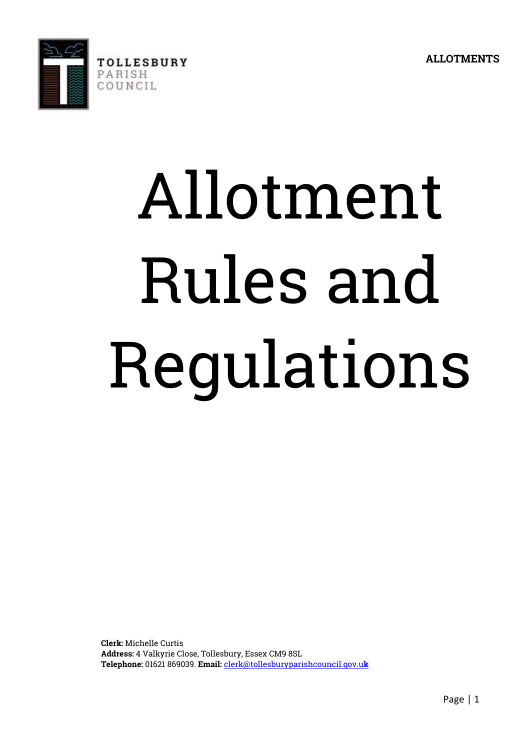TOLLESBURY
PARISH
COUNCIL

**ALLOTMENTS**

# Allotment Rules and Regulations

**Clerk:** Michelle Curtis
**Address:** 4 Valkyrie Close, Tollesbury, Essex CM9 8SL
**Telephone:** 01621 869039. **Email:** clerk@tollesburyparishcouncil.gov.uk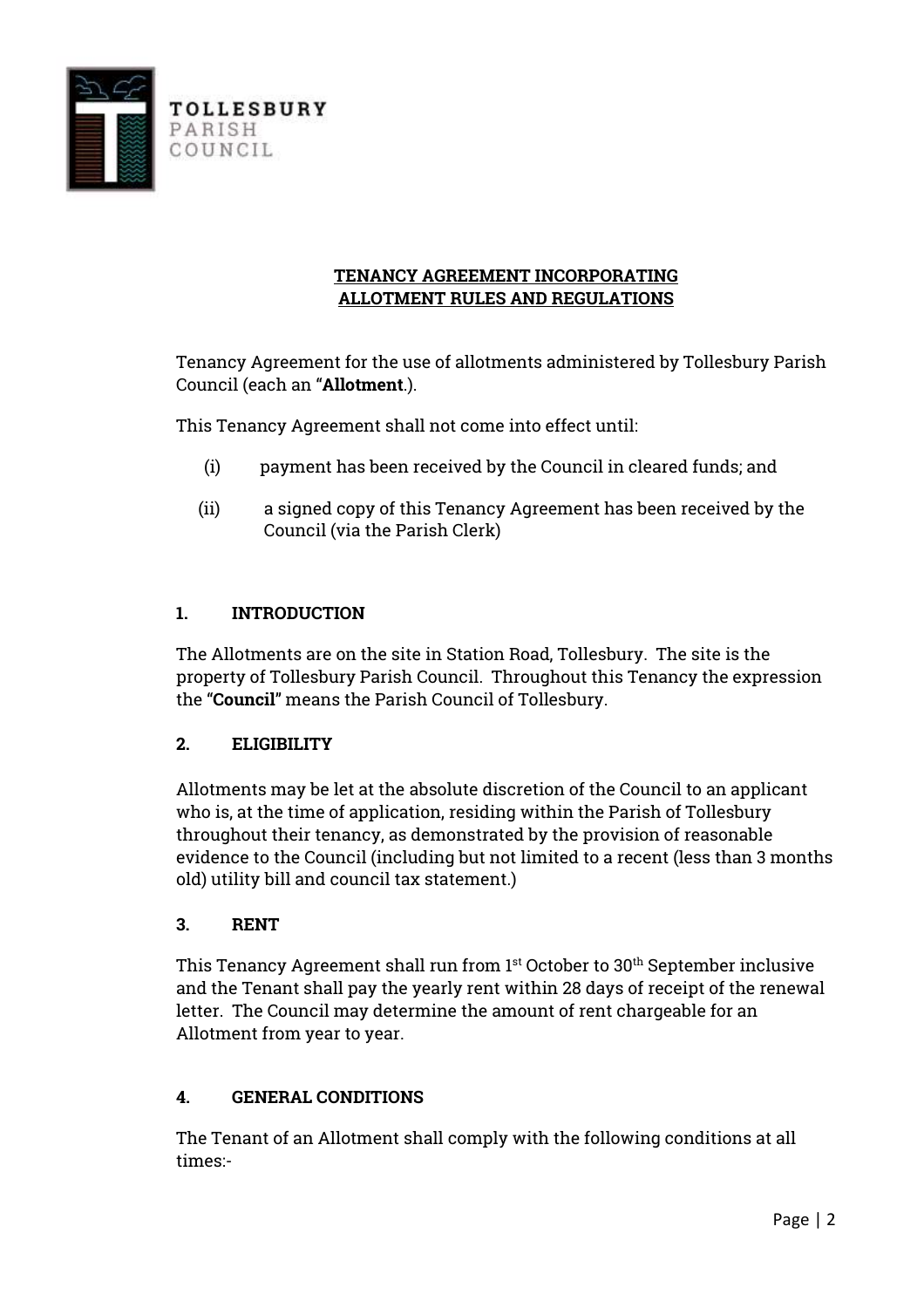TOLLESBURY
PARISH
COUNCIL

**TENANCY AGREEMENT INCORPORATING ALLOTMENT RULES AND REGULATIONS**

Tenancy Agreement for the use of allotments administered by Tollesbury Parish Council (each an "**Allotment**.).

This Tenancy Agreement shall not come into effect until:

(i) payment has been received by the Council in cleared funds; and

(ii) a signed copy of this Tenancy Agreement has been received by the Council (via the Parish Clerk)

## 1. INTRODUCTION

The Allotments are on the site in Station Road, Tollesbury. The site is the property of Tollesbury Parish Council. Throughout this Tenancy the expression the "**Council**" means the Parish Council of Tollesbury.

## 2. ELIGIBILITY

Allotments may be let at the absolute discretion of the Council to an applicant who is, at the time of application, residing within the Parish of Tollesbury throughout their tenancy, as demonstrated by the provision of reasonable evidence to the Council (including but not limited to a recent (less than 3 months old) utility bill and council tax statement.)

## 3. RENT

This Tenancy Agreement shall run from 1st October to 30th September inclusive and the Tenant shall pay the yearly rent within 28 days of receipt of the renewal letter. The Council may determine the amount of rent chargeable for an Allotment from year to year.

## 4. GENERAL CONDITIONS

The Tenant of an Allotment shall comply with the following conditions at all times:-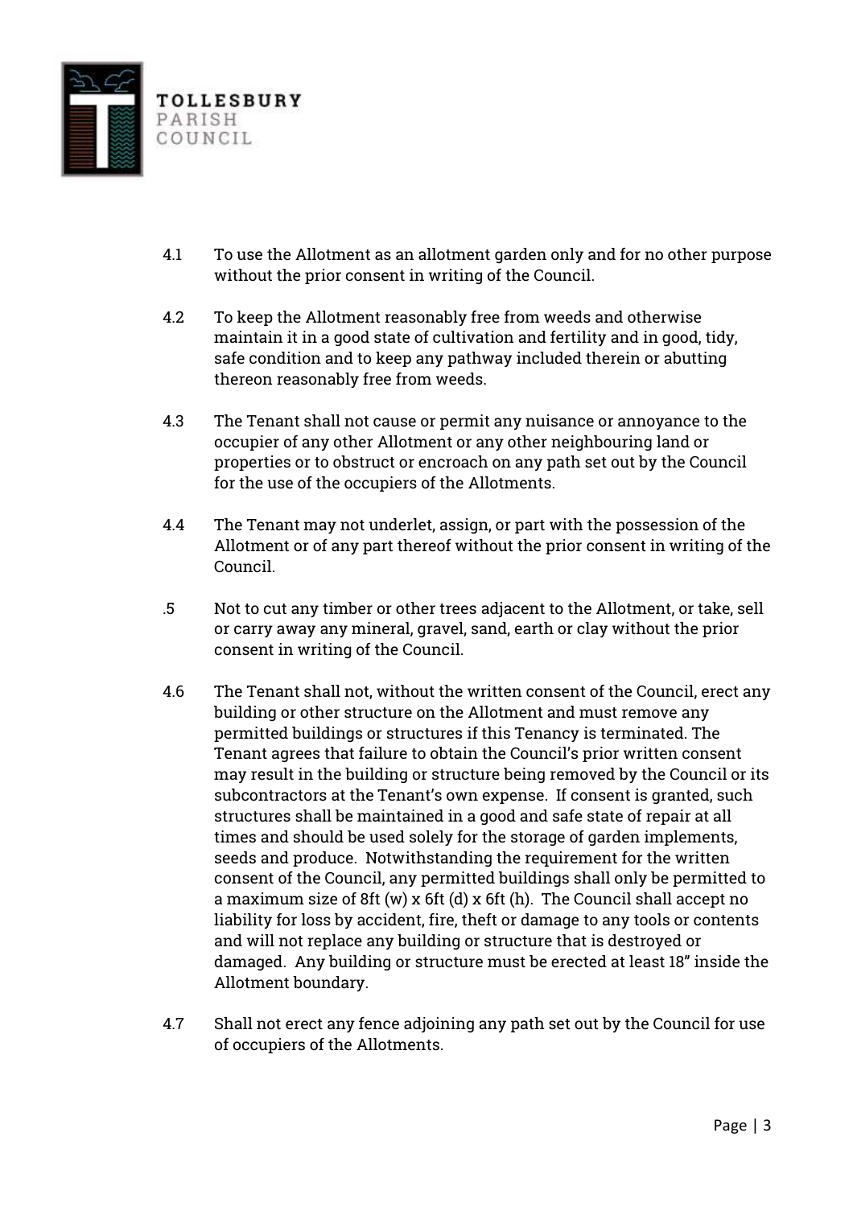4.1 To use the Allotment as an allotment garden only and for no other purpose without the prior consent in writing of the Council.

4.2 To keep the Allotment reasonably free from weeds and otherwise maintain it in a good state of cultivation and fertility and in good, tidy, safe condition and to keep any pathway included therein or abutting thereon reasonably free from weeds.

4.3 The Tenant shall not cause or permit any nuisance or annoyance to the occupier of any other Allotment or any other neighbouring land or properties or to obstruct or encroach on any path set out by the Council for the use of the occupiers of the Allotments.

4.4 The Tenant may not underlet, assign, or part with the possession of the Allotment or of any part thereof without the prior consent in writing of the Council.

.5 Not to cut any timber or other trees adjacent to the Allotment, or take, sell or carry away any mineral, gravel, sand, earth or clay without the prior consent in writing of the Council.

4.6 The Tenant shall not, without the written consent of the Council, erect any building or other structure on the Allotment and must remove any permitted buildings or structures if this Tenancy is terminated. The Tenant agrees that failure to obtain the Council's prior written consent may result in the building or structure being removed by the Council or its subcontractors at the Tenant's own expense. If consent is granted, such structures shall be maintained in a good and safe state of repair at all times and should be used solely for the storage of garden implements, seeds and produce. Notwithstanding the requirement for the written consent of the Council, any permitted buildings shall only be permitted to a maximum size of 8ft (w) x 6ft (d) x 6ft (h). The Council shall accept no liability for loss by accident, fire, theft or damage to any tools or contents and will not replace any building or structure that is destroyed or damaged. Any building or structure must be erected at least 18" inside the Allotment boundary.

4.7 Shall not erect any fence adjoining any path set out by the Council for use of occupiers of the Allotments.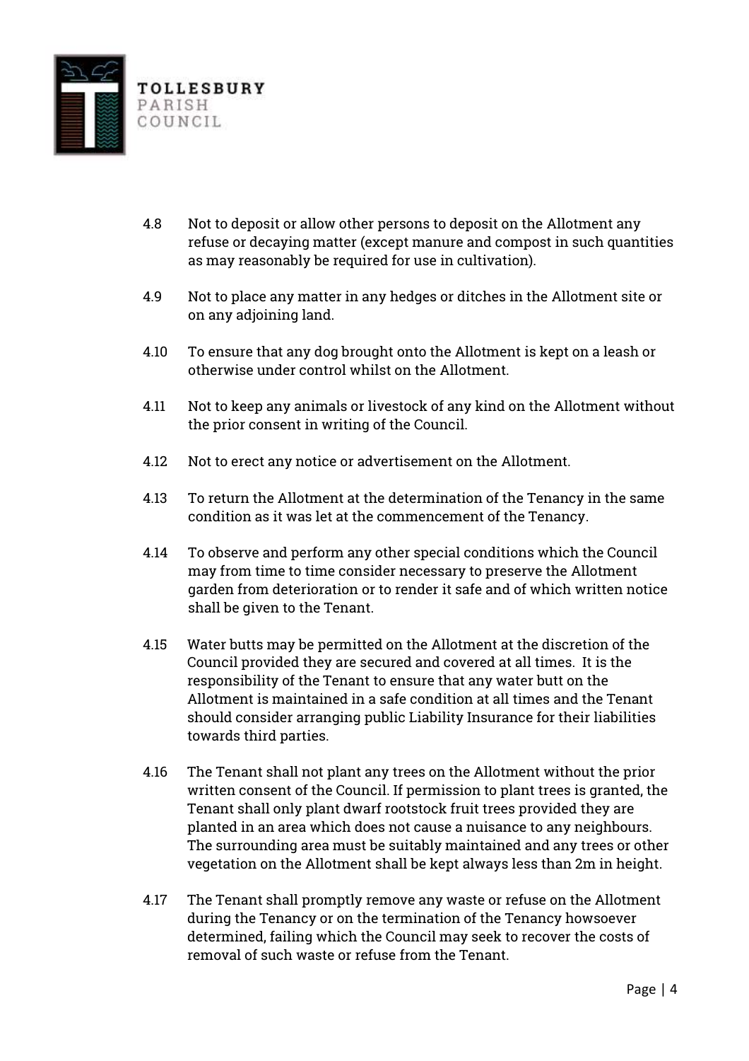4.8 Not to deposit or allow other persons to deposit on the Allotment any refuse or decaying matter (except manure and compost in such quantities as may reasonably be required for use in cultivation).

4.9 Not to place any matter in any hedges or ditches in the Allotment site or on any adjoining land.

4.10 To ensure that any dog brought onto the Allotment is kept on a leash or otherwise under control whilst on the Allotment.

4.11 Not to keep any animals or livestock of any kind on the Allotment without the prior consent in writing of the Council.

4.12 Not to erect any notice or advertisement on the Allotment.

4.13 To return the Allotment at the determination of the Tenancy in the same condition as it was let at the commencement of the Tenancy.

4.14 To observe and perform any other special conditions which the Council may from time to time consider necessary to preserve the Allotment garden from deterioration or to render it safe and of which written notice shall be given to the Tenant.

4.15 Water butts may be permitted on the Allotment at the discretion of the Council provided they are secured and covered at all times. It is the responsibility of the Tenant to ensure that any water butt on the Allotment is maintained in a safe condition at all times and the Tenant should consider arranging public Liability Insurance for their liabilities towards third parties.

4.16 The Tenant shall not plant any trees on the Allotment without the prior written consent of the Council. If permission to plant trees is granted, the Tenant shall only plant dwarf rootstock fruit trees provided they are planted in an area which does not cause a nuisance to any neighbours. The surrounding area must be suitably maintained and any trees or other vegetation on the Allotment shall be kept always less than 2m in height.

4.17 The Tenant shall promptly remove any waste or refuse on the Allotment during the Tenancy or on the termination of the Tenancy howsoever determined, failing which the Council may seek to recover the costs of removal of such waste or refuse from the Tenant.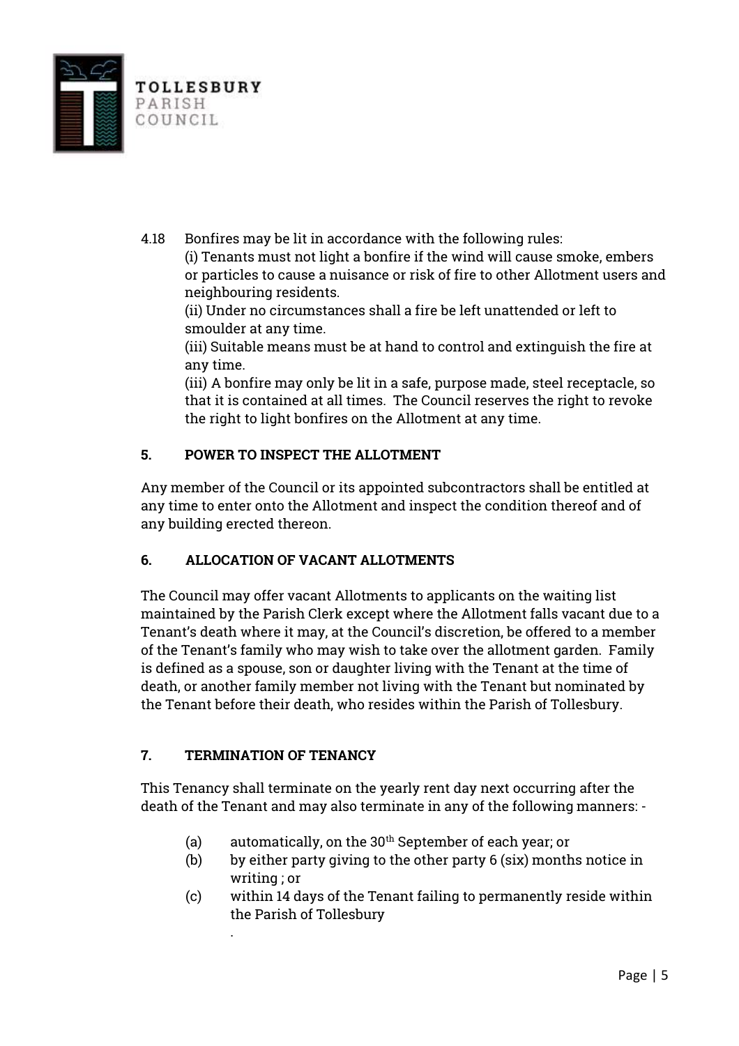4.18 Bonfires may be lit in accordance with the following rules:
(i) Tenants must not light a bonfire if the wind will cause smoke, embers or particles to cause a nuisance or risk of fire to other Allotment users and neighbouring residents.
(ii) Under no circumstances shall a fire be left unattended or left to smoulder at any time.
(iii) Suitable means must be at hand to control and extinguish the fire at any time.
(iii) A bonfire may only be lit in a safe, purpose made, steel receptacle, so that it is contained at all times. The Council reserves the right to revoke the right to light bonfires on the Allotment at any time.

## 5. POWER TO INSPECT THE ALLOTMENT

Any member of the Council or its appointed subcontractors shall be entitled at any time to enter onto the Allotment and inspect the condition thereof and of any building erected thereon.

## 6. ALLOCATION OF VACANT ALLOTMENTS

The Council may offer vacant Allotments to applicants on the waiting list maintained by the Parish Clerk except where the Allotment falls vacant due to a Tenant's death where it may, at the Council's discretion, be offered to a member of the Tenant's family who may wish to take over the allotment garden. Family is defined as a spouse, son or daughter living with the Tenant at the time of death, or another family member not living with the Tenant but nominated by the Tenant before their death, who resides within the Parish of Tollesbury.

## 7. TERMINATION OF TENANCY

This Tenancy shall terminate on the yearly rent day next occurring after the death of the Tenant and may also terminate in any of the following manners: -

(a) automatically, on the 30th September of each year; or
(b) by either party giving to the other party 6 (six) months notice in writing ; or
(c) within 14 days of the Tenant failing to permanently reside within the Parish of Tollesbury
.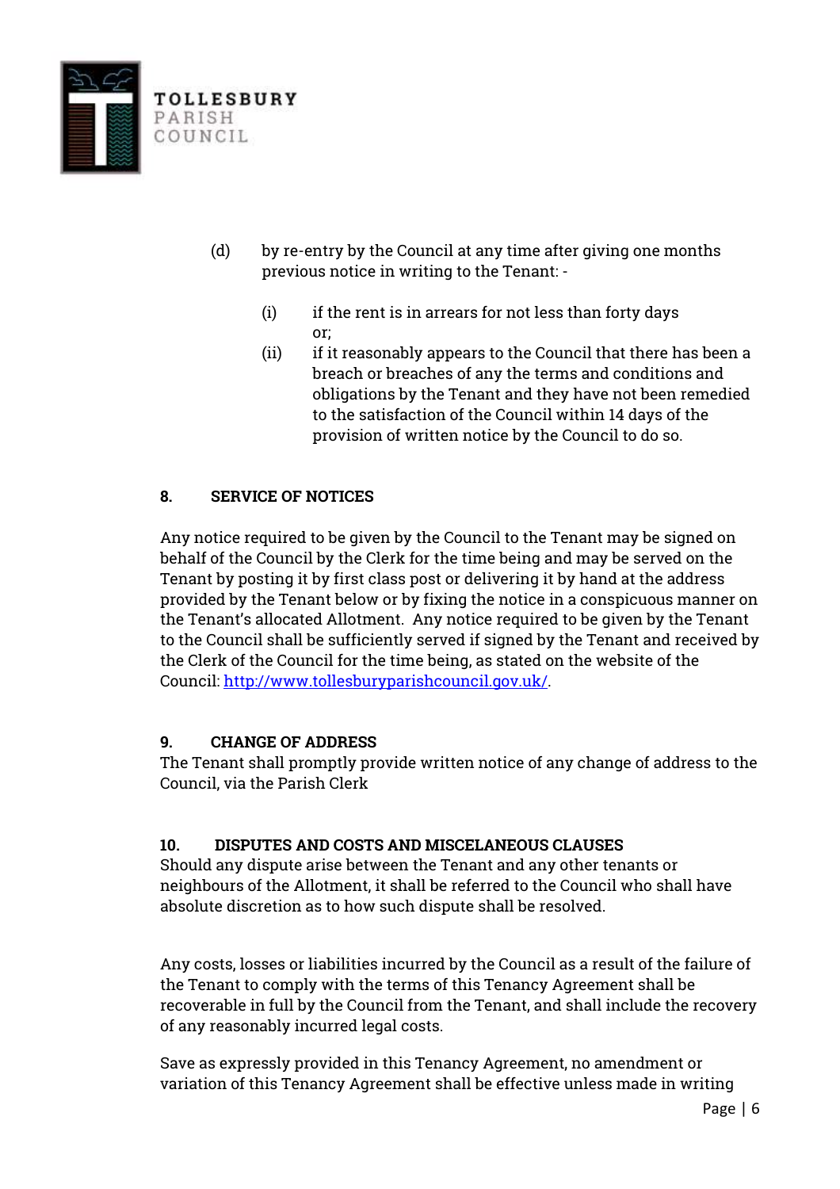(d) by re-entry by the Council at any time after giving one months previous notice in writing to the Tenant: -

   (i) if the rent is in arrears for not less than forty days or;
   (ii) if it reasonably appears to the Council that there has been a breach or breaches of any the terms and conditions and obligations by the Tenant and they have not been remedied to the satisfaction of the Council within 14 days of the provision of written notice by the Council to do so.

## 8. SERVICE OF NOTICES

Any notice required to be given by the Council to the Tenant may be signed on behalf of the Council by the Clerk for the time being and may be served on the Tenant by posting it by first class post or delivering it by hand at the address provided by the Tenant below or by fixing the notice in a conspicuous manner on the Tenant's allocated Allotment. Any notice required to be given by the Tenant to the Council shall be sufficiently served if signed by the Tenant and received by the Clerk of the Council for the time being, as stated on the website of the Council: [http://www.tollesburyparishcouncil.gov.uk/](http://www.tollesburyparishcouncil.gov.uk/).

## 9. CHANGE OF ADDRESS

The Tenant shall promptly provide written notice of any change of address to the Council, via the Parish Clerk

## 10. DISPUTES AND COSTS AND MISCELANEOUS CLAUSES

Should any dispute arise between the Tenant and any other tenants or neighbours of the Allotment, it shall be referred to the Council who shall have absolute discretion as to how such dispute shall be resolved.

Any costs, losses or liabilities incurred by the Council as a result of the failure of the Tenant to comply with the terms of this Tenancy Agreement shall be recoverable in full by the Council from the Tenant, and shall include the recovery of any reasonably incurred legal costs.

Save as expressly provided in this Tenancy Agreement, no amendment or variation of this Tenancy Agreement shall be effective unless made in writing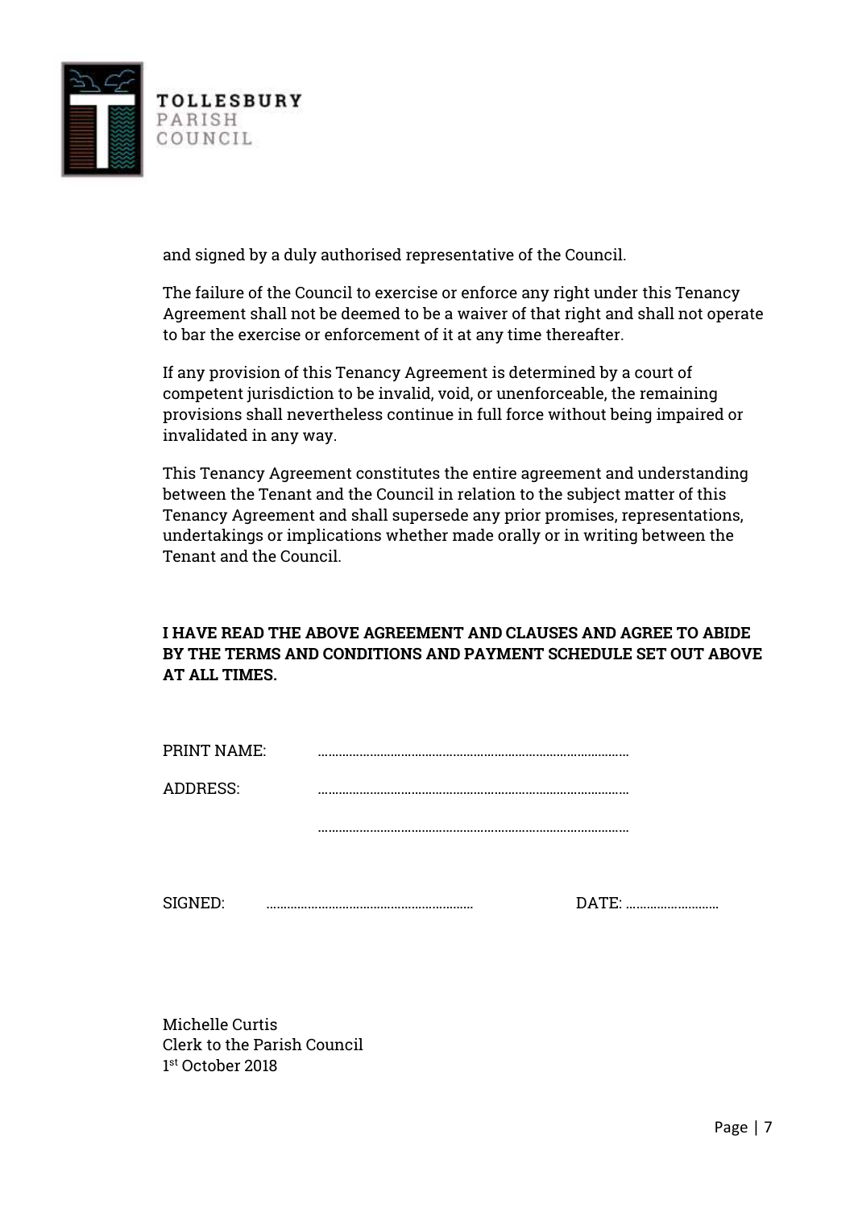and signed by a duly authorised representative of the Council.

The failure of the Council to exercise or enforce any right under this Tenancy Agreement shall not be deemed to be a waiver of that right and shall not operate to bar the exercise or enforcement of it at any time thereafter.

If any provision of this Tenancy Agreement is determined by a court of competent jurisdiction to be invalid, void, or unenforceable, the remaining provisions shall nevertheless continue in full force without being impaired or invalidated in any way.

This Tenancy Agreement constitutes the entire agreement and understanding between the Tenant and the Council in relation to the subject matter of this Tenancy Agreement and shall supersede any prior promises, representations, undertakings or implications whether made orally or in writing between the Tenant and the Council.

**I HAVE READ THE ABOVE AGREEMENT AND CLAUSES AND AGREE TO ABIDE BY THE TERMS AND CONDITIONS AND PAYMENT SCHEDULE SET OUT ABOVE AT ALL TIMES.**

PRINT NAME: ..........................................................................................

ADDRESS: ..........................................................................................

..........................................................................................

SIGNED: ............................................................ DATE: ............................

Michelle Curtis
Clerk to the Parish Council
1st October 2018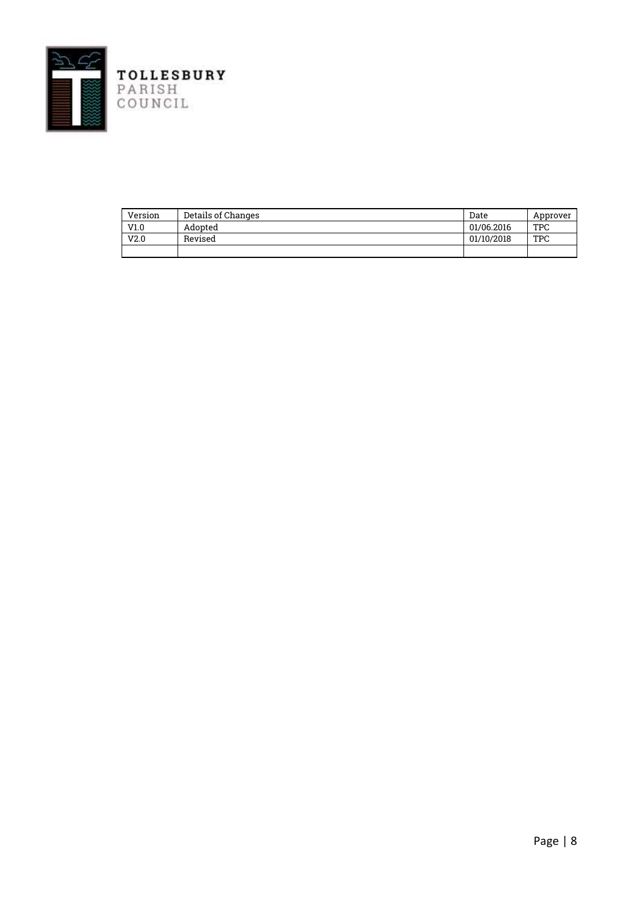**TOLLESBURY**
PARISH
COUNCIL

| Version | Details of Changes | Date | Approver |
|---|---|---|---|
| V1.0 | Adopted | 01/06.2016 | TPC |
| V2.0 | Revised | 01/10/2018 | TPC |
| | | | |